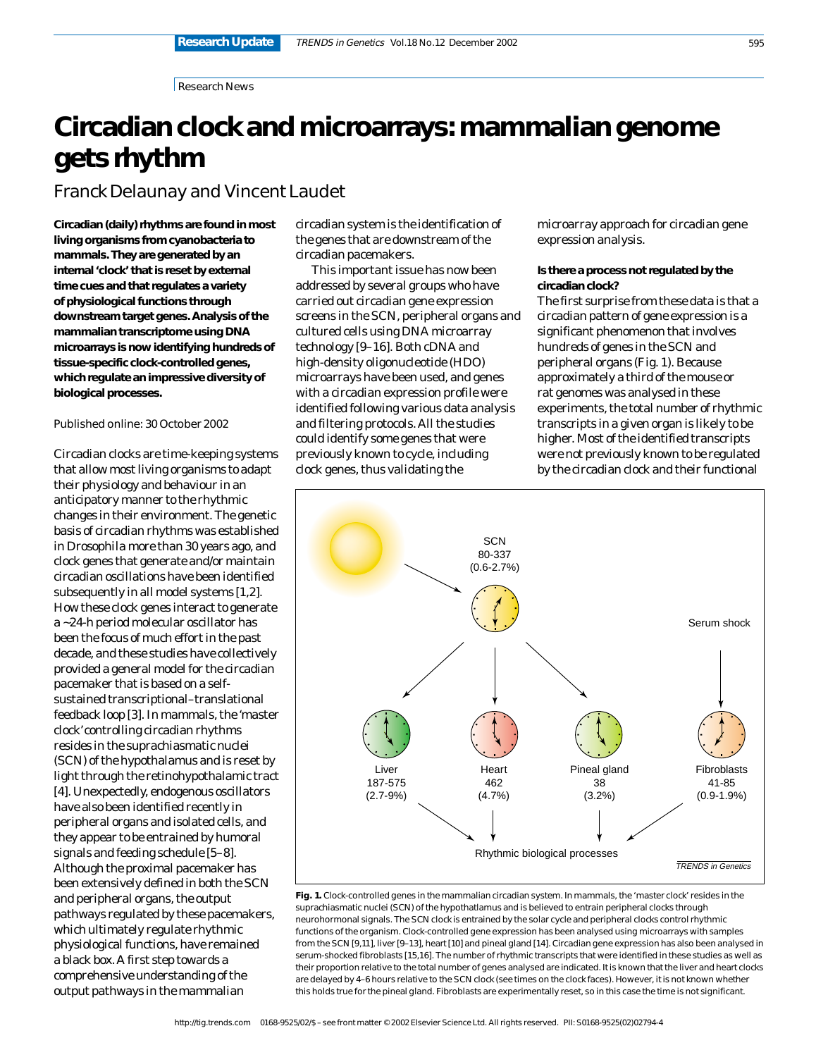Research News

# Circadian clock and microarrays: mammalian genome gets rhythm

Franck Delaunay and Vincent Laudet

**Circadian (daily) rhythms are found in most living organisms from cyanobacteria to mammals. They are generated by an internal 'clock' that is reset by external time cues and that regulates a variety of physiological functions through downstream target genes. Analysis of the mammalian transcriptome using DNA microarrays is now identifying hundreds of tissue-specific clock-controlled genes, which regulate an impressive diversity of biological processes.**

Published online: 30 October 2002

Circadian clocks are time-keeping systems that allow most living organisms to adapt their physiology and behaviour in an anticipatory manner to the rhythmic changes in their environment. The genetic basis of circadian rhythms was established in *Drosophila* more than 30 years ago, and clock genes that generate and/or maintain circadian oscillations have been identified subsequently in all model systems [1,2]. How these clock genes interact to generate a ~24-h period molecular oscillator has been the focus of much effort in the past decade, and these studies have collectively provided a general model for the circadian pacemaker that is based on a self-sustained transcriptional–translational feedback loop [3]. In mammals, the 'master clock' controlling circadian rhythms resides in the suprachiasmatic nuclei (SCN) of the hypothalamus and is reset by light through the retinohypothalamic tract [4]. Unexpectedly, endogenous oscillators have also been identified recently in peripheral organs and isolated cells, and they appear to be entrained by humoral signals and feeding schedule [5–8]. Although the proximal pacemaker has been extensively defined in both the SCN and peripheral organs, the output pathways regulated by these pacemakers, which ultimately regulate rhythmic physiological functions, have remained a black box. A first step towards a comprehensive understanding of the output pathways in the mammalian circadian system is the identification of the genes that are downstream of the circadian pacemakers.

This important issue has now been addressed by several groups who have carried out circadian gene expression screens in the SCN, peripheral organs and cultured cells using DNA microarray technology [9–16]. Both cDNA and high-density oligonucleotide (HDO) microarrays have been used, and genes with a circadian expression profile were identified following various data analysis and filtering protocols. All the studies could identify some genes that were previously known to cycle, including clock genes, thus validating the microarray approach for circadian gene expression analysis.

### Is there a process not regulated by the circadian clock?

The first surprise from these data is that a circadian pattern of gene expression is a significant phenomenon that involves hundreds of genes in the SCN and peripheral organs (Fig. 1). Because approximately a third of the mouse or rat genomes was analysed in these experiments, the total number of rhythmic transcripts in a given organ is likely to be higher. Most of the identified transcripts were not previously known to be regulated by the circadian clock and their functional

SCN 80-337 (0.6-2.7%)

Serum shock

Liver 187-575 (2.7-9%)

Heart 462 (4.7%)

Pineal gland 38 (3.2%)

Fibroblasts 41-85 (0.9-1.9%)

Rhythmic biological processes

**Fig. 1.** Clock-controlled genes in the mammalian circadian system. In mammals, the 'master clock' resides in the suprachiasmatic nuclei (SCN) of the hypothatlamus and is believed to entrain peripheral clocks through neurohormonal signals. The SCN clock is entrained by the solar cycle and peripheral clocks control rhythmic functions of the organism. Clock-controlled gene expression has been analysed using microarrays with samples from the SCN [9,11], liver [9–13], heart [10] and pineal gland [14]. Circadian gene expression has also been analysed in serum-shocked fibroblasts [15,16]. The number of rhythmic transcripts that were identified in these studies as well as their proportion relative to the total number of genes analysed are indicated. It is known that the liver and heart clocks are delayed by 4–6 hours relative to the SCN clock (see times on the clock faces). However, it is not known whether this holds true for the pineal gland. Fibroblasts are experimentally reset, so in this case the time is not significant.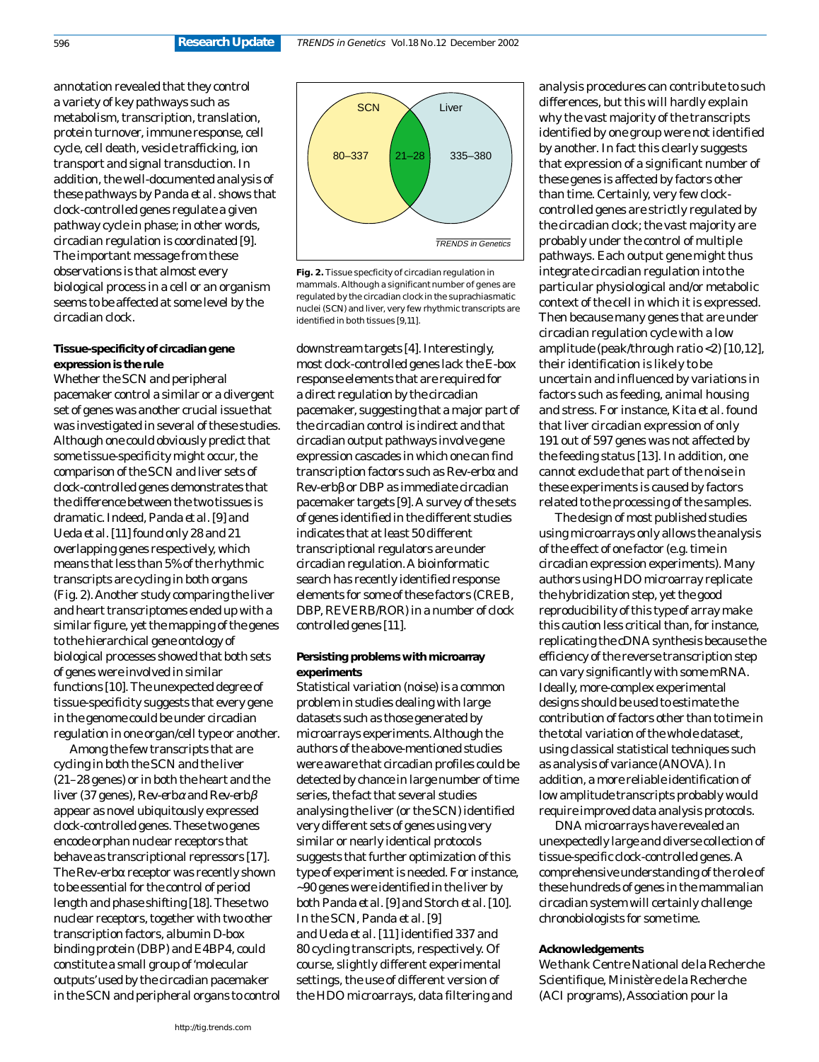annotation revealed that they control a variety of key pathways such as metabolism, transcription, translation, protein turnover, immune response, cell cycle, cell death, vesicle trafficking, ion transport and signal transduction. In addition, the well-documented analysis of these pathways by Panda *et al.* shows that clock-controlled genes regulate a given pathway cycle in phase; in other words, circadian regulation is coordinated [9]. The important message from these observations is that almost every biological process in a cell or an organism seems to be affected at some level by the circadian clock.

### Tissue-specificity of circadian gene expression is the rule

Whether the SCN and peripheral pacemaker control a similar or a divergent set of genes was another crucial issue that was investigated in several of these studies. Although one could obviously predict that some tissue-specificity might occur, the comparison of the SCN and liver sets of clock-controlled genes demonstrates that the difference between the two tissues is dramatic. Indeed, Panda *et al.* [9] and Ueda *et al.* [11] found only 28 and 21 overlapping genes respectively, which means that less than 5% of the rhythmic transcripts are cycling in both organs (Fig. 2). Another study comparing the liver and heart transcriptomes ended up with a similar figure, yet the mapping of the genes to the hierarchical gene ontology of biological processes showed that both sets of genes were involved in similar functions [10]. The unexpected degree of tissue-specificity suggests that every gene in the genome could be under circadian regulation in one organ/cell type or another.

Among the few transcripts that are cycling in both the SCN and the liver (21–28 genes) or in both the heart and the liver (37 genes), *Rev-erbα* and *Rev-erbβ* appear as novel ubiquitously expressed clock-controlled genes. These two genes encode orphan nuclear receptors that behave as transcriptional repressors [17]. The Rev-erbα receptor was recently shown to be essential for the control of period length and phase shifting [18]. These two nuclear receptors, together with two other transcription factors, albumin D-box binding protein (DBP) and E4BP4, could constitute a small group of 'molecular outputs' used by the circadian pacemaker in the SCN and peripheral organs to control downstream targets [4]. Interestingly, most clock-controlled genes lack the E-box response elements that are required for a direct regulation by the circadian pacemaker, suggesting that a major part of the circadian control is indirect and that circadian output pathways involve gene expression cascades in which one can find transcription factors such as Rev-erbα and Rev-erbβ or DBP as immediate circadian pacemaker targets [9]. A survey of the sets of genes identified in the different studies indicates that at least 50 different transcriptional regulators are under circadian regulation. A bioinformatic search has recently identified response elements for some of these factors (CREB, DBP, REVERB/ROR) in a number of clock controlled genes [11].

SCN
Liver
80–337
21–28
335–380
TRENDS in Genetics

**Fig. 2.** Tissue specficity of circadian regulation in mammals. Although a significant number of genes are regulated by the circadian clock in the suprachiasmatic nuclei (SCN) and liver, very few rhythmic transcripts are identified in both tissues [9,11].

### Persisting problems with microarray experiments

Statistical variation (noise) is a common problem in studies dealing with large datasets such as those generated by microarrays experiments. Although the authors of the above-mentioned studies were aware that circadian profiles could be detected by chance in large number of time series, the fact that several studies analysing the liver (or the SCN) identified very different sets of genes using very similar or nearly identical protocols suggests that further optimization of this type of experiment is needed. For instance, ~90 genes were identified in the liver by both Panda *et al.* [9] and Storch *et al.* [10]. In the SCN, Panda *et al.* [9] and Ueda *et al.* [11] identified 337 and 80 cycling transcripts, respectively. Of course, slightly different experimental settings, the use of different version of the HDO microarrays, data filtering and analysis procedures can contribute to such differences, but this will hardly explain why the vast majority of the transcripts identified by one group were not identified by another. In fact this clearly suggests that expression of a significant number of these genes is affected by factors other than time. Certainly, very few clock-controlled genes are strictly regulated by the circadian clock; the vast majority are probably under the control of multiple pathways. Each output gene might thus integrate circadian regulation into the particular physiological and/or metabolic context of the cell in which it is expressed. Then because many genes that are under circadian regulation cycle with a low amplitude (peak/through ratio <2) [10,12], their identification is likely to be uncertain and influenced by variations in factors such as feeding, animal housing and stress. For instance, Kita *et al.* found that liver circadian expression of only 191 out of 597 genes was not affected by the feeding status [13]. In addition, one cannot exclude that part of the noise in these experiments is caused by factors related to the processing of the samples.

The design of most published studies using microarrays only allows the analysis of the effect of one factor (e.g. time in circadian expression experiments). Many authors using HDO microarray replicate the hybridization step, yet the good reproducibility of this type of array make this caution less critical than, for instance, replicating the cDNA synthesis because the efficiency of the reverse transcription step can vary significantly with some mRNA. Ideally, more-complex experimental designs should be used to estimate the contribution of factors other than to time in the total variation of the whole dataset, using classical statistical techniques such as analysis of variance (ANOVA). In addition, a more reliable identification of low amplitude transcripts probably would require improved data analysis protocols.

DNA microarrays have revealed an unexpectedly large and diverse collection of tissue-specific clock-controlled genes. A comprehensive understanding of the role of these hundreds of genes in the mammalian circadian system will certainly challenge chronobiologists for some time.

### Acknowledgements

We thank Centre National de la Recherche Scientifique, Ministère de la Recherche (ACI programs), Association pour la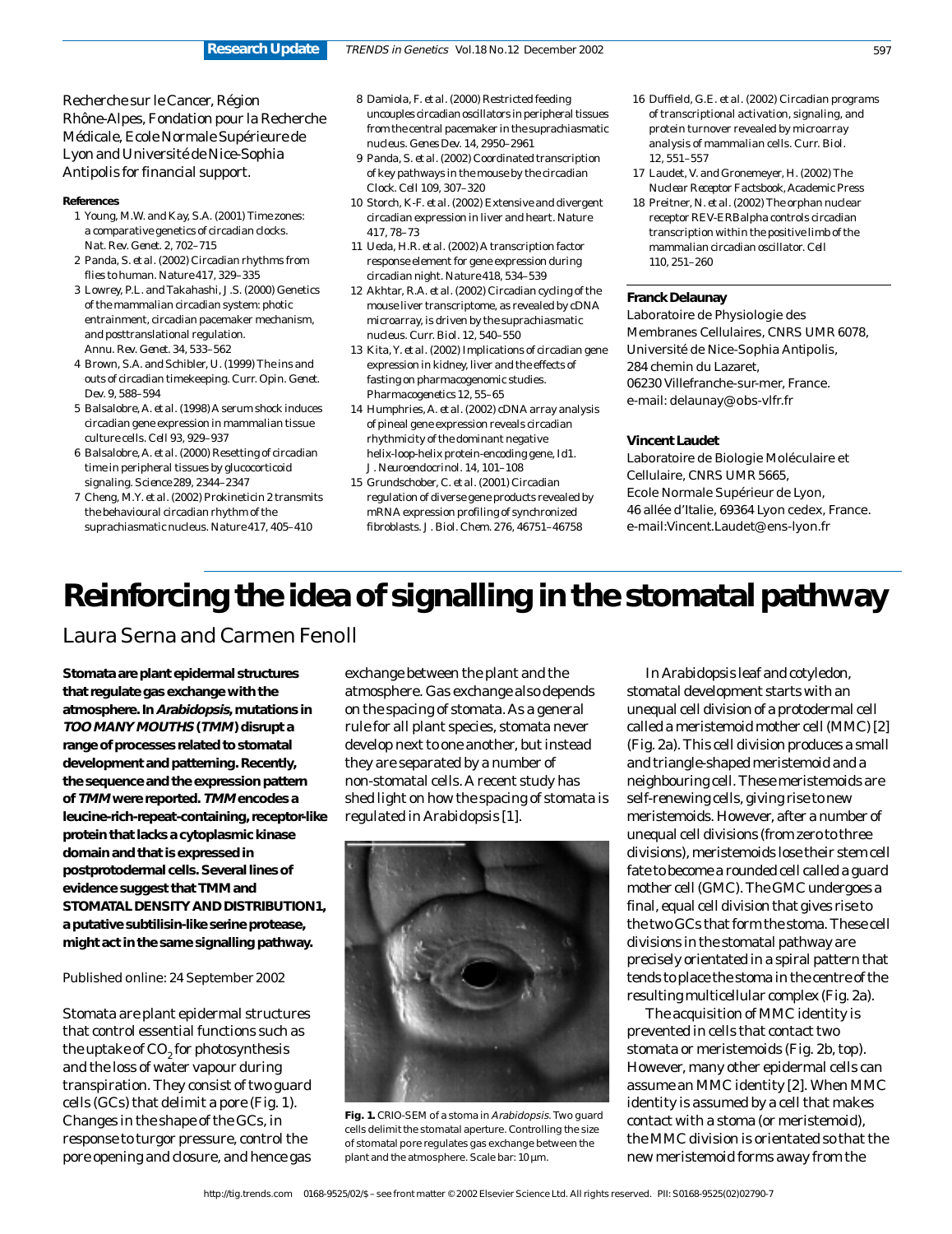Recherche sur le Cancer, Région Rhône-Alpes, Fondation pour la Recherche Médicale, Ecole Normale Supérieure de Lyon and Université de Nice-Sophia Antipolis for financial support.

#### References

1. Young, M.W. and Kay, S.A. (2001) Time zones: a comparative genetics of circadian clocks. *Nat. Rev. Genet.* 2, 702–715
2. Panda, S. *et al.* (2002) Circadian rhythms from flies to human. *Nature* 417, 329–335
3. Lowrey, P.L. and Takahashi, J.S. (2000) Genetics of the mammalian circadian system: photic entrainment, circadian pacemaker mechanism, and posttranslational regulation. *Annu. Rev. Genet.* 34, 533–562
4. Brown, S.A. and Schibler, U. (1999) The ins and outs of circadian timekeeping. *Curr. Opin. Genet. Dev.* 9, 588–594
5. Balsalobre, A. *et al.* (1998) A serum shock induces circadian gene expression in mammalian tissue culture cells. *Cell* 93, 929–937
6. Balsalobre, A. *et al.* (2000) Resetting of circadian time in peripheral tissues by glucocorticoid signaling. *Science* 289, 2344–2347
7. Cheng, M.Y. *et al.* (2002) Prokineticin 2 transmits the behavioural circadian rhythm of the suprachiasmatic nucleus. *Nature* 417, 405–410
8. Damiola, F. *et al.* (2000) Restricted feeding uncouples circadian oscillators in peripheral tissues from the central pacemaker in the suprachiasmatic nucleus. *Genes Dev.* 14, 2950–2961
9. Panda, S. *et al.* (2002) Coordinated transcription of key pathways in the mouse by the circadian Clock. *Cell* 109, 307–320
10. Storch, K-F. *et al.* (2002) Extensive and divergent circadian expression in liver and heart. *Nature* 417, 78–73
11. Ueda, H.R. *et al.* (2002) A transcription factor response element for gene expression during circadian night. *Nature* 418, 534–539
12. Akhtar, R.A. *et al.* (2002) Circadian cycling of the mouse liver transcriptome, as revealed by cDNA microarray, is driven by the suprachiasmatic nucleus. *Curr. Biol.* 12, 540–550
13. Kita, Y. *et al.* (2002) Implications of circadian gene expression in kidney, liver and the effects of fasting on pharmacogenomic studies. *Pharmacogenetics* 12, 55–65
14. Humphries, A. *et al.* (2002) cDNA array analysis of pineal gene expression reveals circadian rhythmicity of the dominant negative helix-loop-helix protein-encoding gene, Id1. *J. Neuroendocrinol.* 14, 101–108
15. Grundschober, C. *et al.* (2001) Circadian regulation of diverse gene products revealed by mRNA expression profiling of synchronized fibroblasts. *J. Biol. Chem.* 276, 46751–46758
16. Duffield, G.E. *et al.* (2002) Circadian programs of transcriptional activation, signaling, and protein turnover revealed by microarray analysis of mammalian cells. *Curr. Biol.* 12, 551–557
17. Laudet, V. and Gronemeyer, H. (2002) *The Nuclear Receptor Factsbook*, Academic Press
18. Preitner, N. *et al.* (2002) The orphan nuclear receptor REV-ERBalpha controls circadian transcription within the positive limb of the mammalian circadian oscillator. *Cell* 110, 251–260

**Franck Delaunay**
Laboratoire de Physiologie des Membranes Cellulaires, CNRS UMR 6078, Université de Nice-Sophia Antipolis, 284 chemin du Lazaret, 06230 Villefranche-sur-mer, France.
e-mail: delaunay@obs-vlfr.fr

**Vincent Laudet**
Laboratoire de Biologie Moléculaire et Cellulaire, CNRS UMR 5665, Ecole Normale Supérieur de Lyon, 46 allée d'Italie, 69364 Lyon cedex, France.
e-mail:Vincent.Laudet@ens-lyon.fr

# Reinforcing the idea of signalling in the stomatal pathway

## Laura Serna and Carmen Fenoll

**Stomata are plant epidermal structures that regulate gas exchange with the atmosphere. In *Arabidopsis*, mutations in *TOO MANY MOUTHS* (*TMM*) disrupt a range of processes related to stomatal development and patterning. Recently, the sequence and the expression pattern of *TMM* were reported. *TMM* encodes a leucine-rich-repeat-containing, receptor-like protein that lacks a cytoplasmic kinase domain and that is expressed in postprotodermal cells. Several lines of evidence suggest that TMM and STOMATAL DENSITY AND DISTRIBUTION1, a putative subtilisin-like serine protease, might act in the same signalling pathway.**

Published online: 24 September 2002

Stomata are plant epidermal structures that control essential functions such as the uptake of $CO_2$ for photosynthesis and the loss of water vapour during transpiration. They consist of two guard cells (GCs) that delimit a pore (Fig. 1). Changes in the shape of the GCs, in response to turgor pressure, control the pore opening and closure, and hence gas exchange between the plant and the atmosphere. Gas exchange also depends on the spacing of stomata. As a general rule for all plant species, stomata never develop next to one another, but instead they are separated by a number of non-stomatal cells. A recent study has shed light on how the spacing of stomata is regulated in *Arabidopsis* [1].

**Fig. 1.** CRIO-SEM of a stoma in *Arabidopsis*. Two guard cells delimit the stomatal aperture. Controlling the size of stomatal pore regulates gas exchange between the plant and the atmosphere. Scale bar: 10 µm.

In *Arabidopsis* leaf and cotyledon, stomatal development starts with an unequal cell division of a protodermal cell called a meristemoid mother cell (MMC) [2] (Fig. 2a). This cell division produces a small and triangle-shaped meristemoid and a neighbouring cell. These meristemoids are self-renewing cells, giving rise to new meristemoids. However, after a number of unequal cell divisions (from zero to three divisions), meristemoids lose their stem cell fate to become a rounded cell called a guard mother cell (GMC). The GMC undergoes a final, equal cell division that gives rise to the two GCs that form the stoma. These cell divisions in the stomatal pathway are precisely orientated in a spiral pattern that tends to place the stoma in the centre of the resulting multicellular complex (Fig. 2a).

The acquisition of MMC identity is prevented in cells that contact two stomata or meristemoids (Fig. 2b, top). However, many other epidermal cells can assume an MMC identity [2]. When MMC identity is assumed by a cell that makes contact with a stoma (or meristemoid), the MMC division is orientated so that the new meristemoid forms away from the